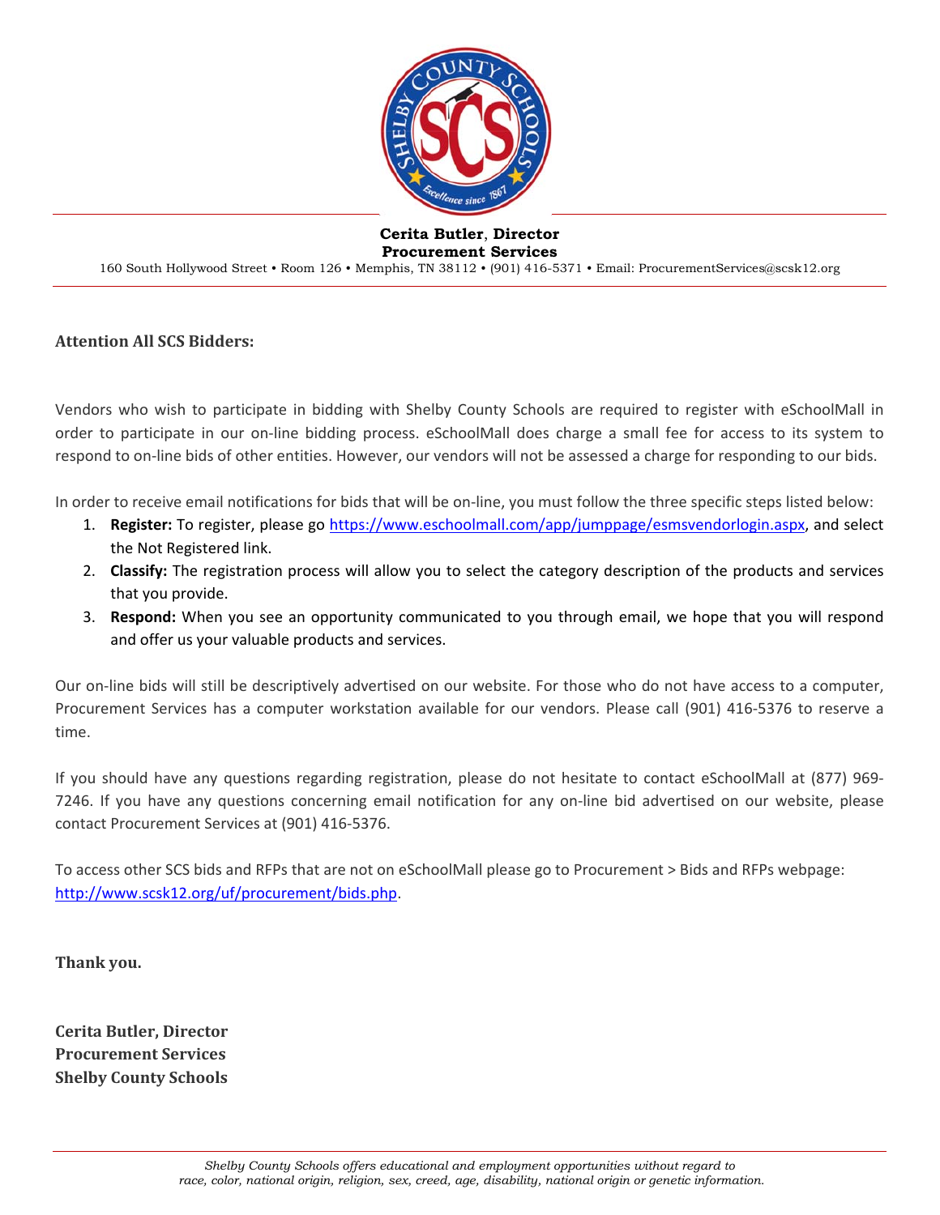**Cerita Butler, Director**
**Procurement Services**

160 South Hollywood Street • Room 126 • Memphis, TN 38112 • (901) 416-5371 • Email: ProcurementServices@scsk12.org

**Attention All SCS Bidders:**

Vendors who wish to participate in bidding with Shelby County Schools are required to register with eSchoolMall in order to participate in our on-line bidding process. eSchoolMall does charge a small fee for access to its system to respond to on-line bids of other entities. However, our vendors will not be assessed a charge for responding to our bids.

In order to receive email notifications for bids that will be on-line, you must follow the three specific steps listed below:

1. **Register:** To register, please go https://www.eschoolmall.com/app/jumppage/esmsvendorlogin.aspx, and select the Not Registered link.
2. **Classify:** The registration process will allow you to select the category description of the products and services that you provide.
3. **Respond:** When you see an opportunity communicated to you through email, we hope that you will respond and offer us your valuable products and services.

Our on-line bids will still be descriptively advertised on our website. For those who do not have access to a computer, Procurement Services has a computer workstation available for our vendors. Please call (901) 416-5376 to reserve a time.

If you should have any questions regarding registration, please do not hesitate to contact eSchoolMall at (877) 969-7246. If you have any questions concerning email notification for any on-line bid advertised on our website, please contact Procurement Services at (901) 416-5376.

To access other SCS bids and RFPs that are not on eSchoolMall please go to Procurement > Bids and RFPs webpage: http://www.scsk12.org/uf/procurement/bids.php.

**Thank you.**

**Cerita Butler, Director**
**Procurement Services**
**Shelby County Schools**

*Shelby County Schools offers educational and employment opportunities without regard to race, color, national origin, religion, sex, creed, age, disability, national origin or genetic information.*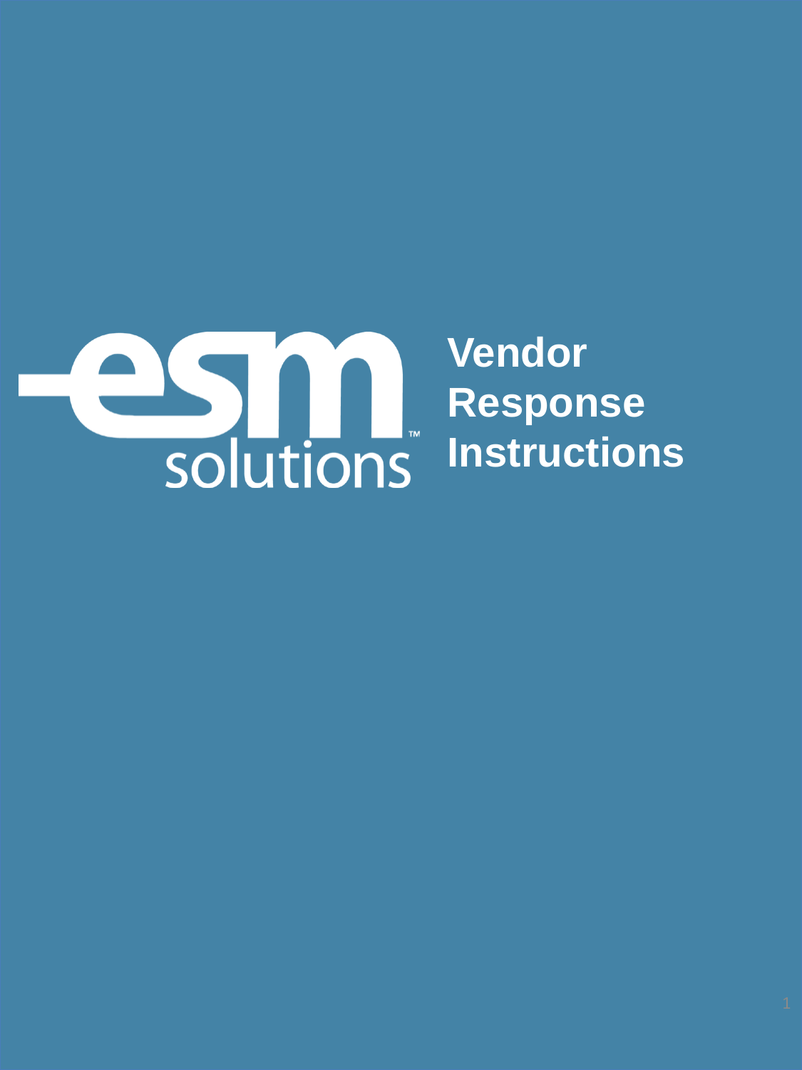# Vendor Response Instructions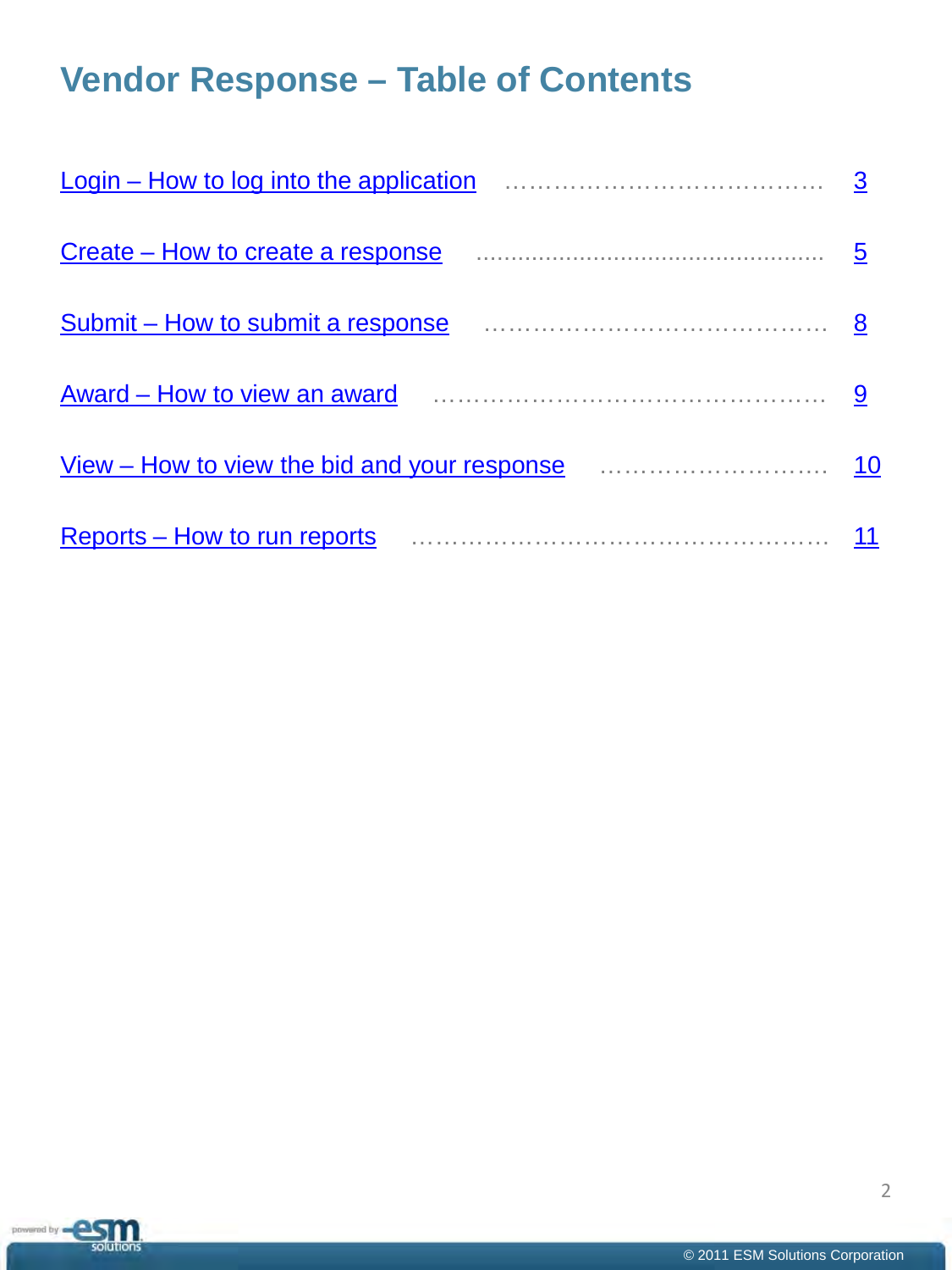# Vendor Response – Table of Contents

| | |
|---|---|
| Login – How to log into the application | 3 |
| Create – How to create a response | 5 |
| Submit – How to submit a response | 8 |
| Award – How to view an award | 9 |
| View – How to view the bid and your response | 10 |
| Reports – How to run reports | 11 |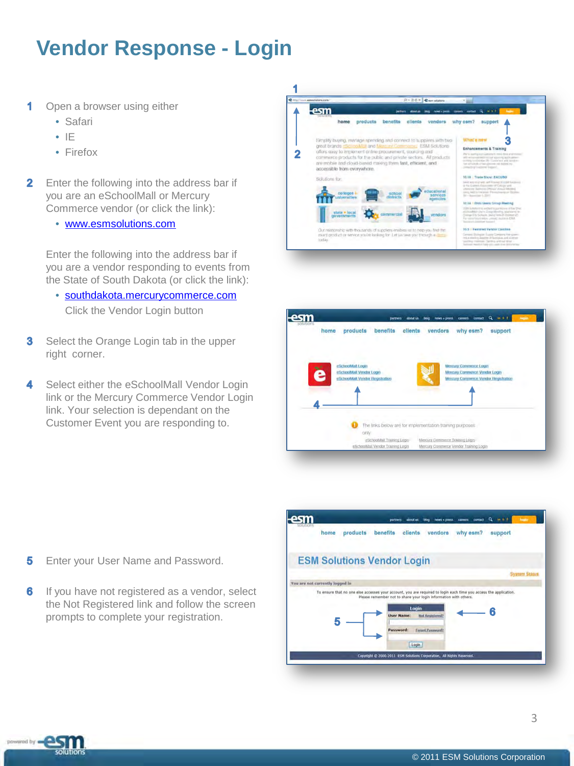# Vendor Response - Login

1. Open a browser using either
   - Safari
   - IE
   - Firefox

2. Enter the following into the address bar if you are an eSchoolMall or Mercury Commerce vendor (or click the link):
   - www.esmsolutions.com

   Enter the following into the address bar if you are a vendor responding to events from the State of South Dakota (or click the link):
   - southdakota.mercurycommerce.com

   Click the Vendor Login button

3. Select the Orange Login tab in the upper right corner.

4. Select either the eSchoolMall Vendor Login link or the Mercury Commerce Vendor Login link. Your selection is dependant on the Customer Event you are responding to.

5. Enter your User Name and Password.

6. If you have not registered as a vendor, select the Not Registered link and follow the screen prompts to complete your registration.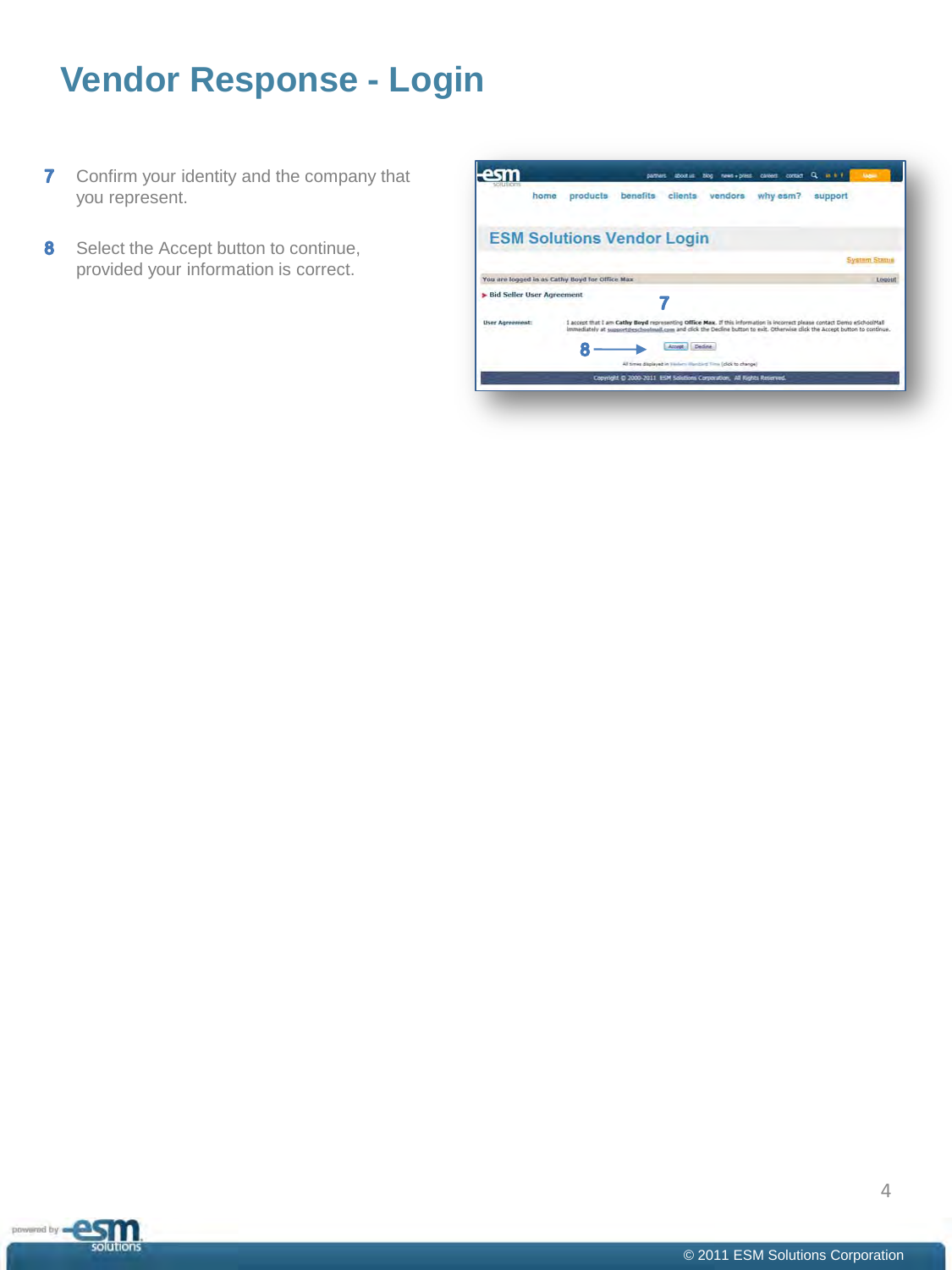# Vendor Response - Login

**7** Confirm your identity and the company that you represent.

**8** Select the Accept button to continue, provided your information is correct.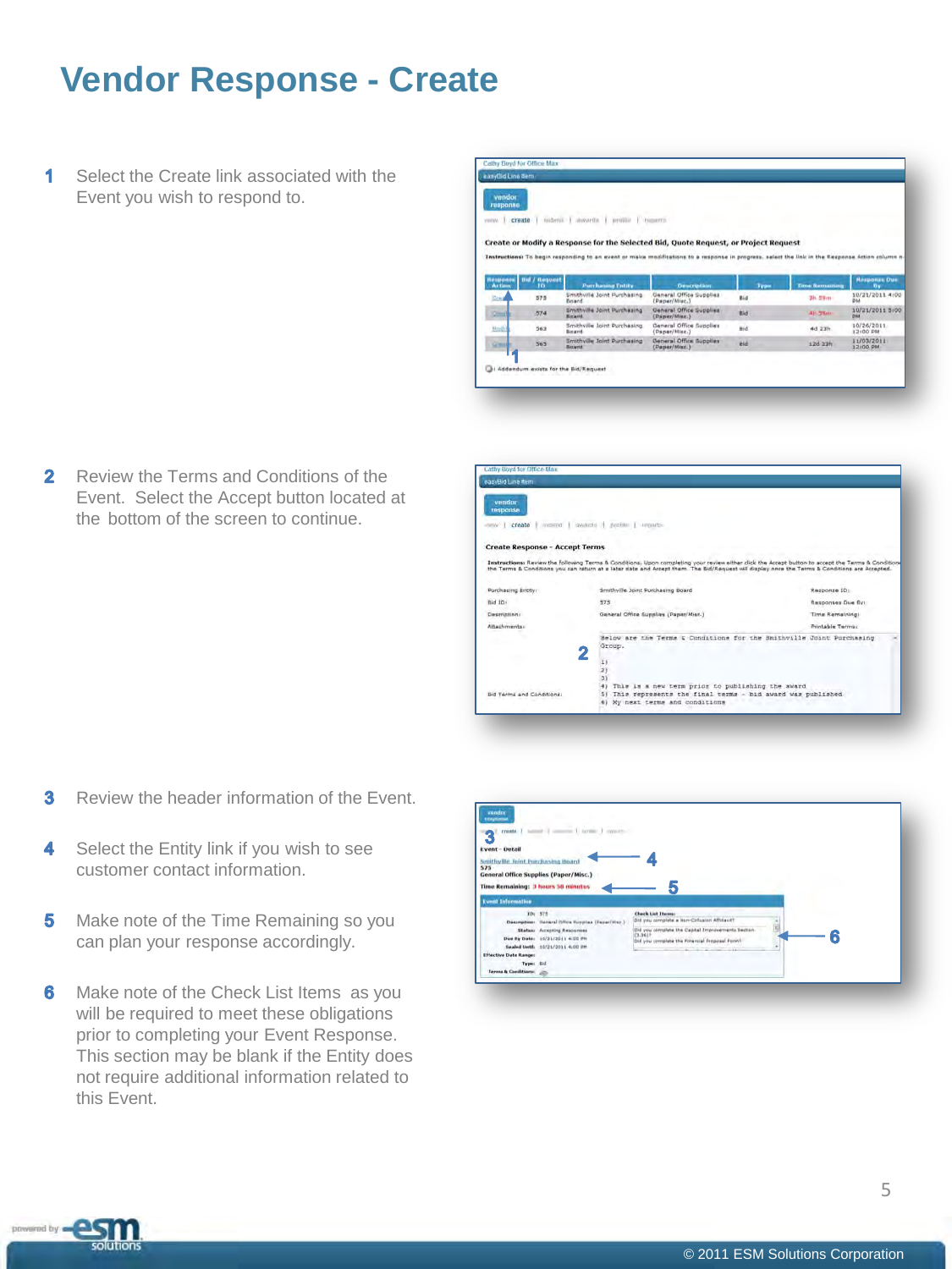# Vendor Response - Create

1. Select the Create link associated with the Event you wish to respond to.

2. Review the Terms and Conditions of the Event. Select the Accept button located at the bottom of the screen to continue.

3. Review the header information of the Event.

4. Select the Entity link if you wish to see customer contact information.

5. Make note of the Time Remaining so you can plan your response accordingly.

6. Make note of the Check List Items as you will be required to meet these obligations prior to completing your Event Response. This section may be blank if the Entity does not require additional information related to this Event.

© 2011 ESM Solutions Corporation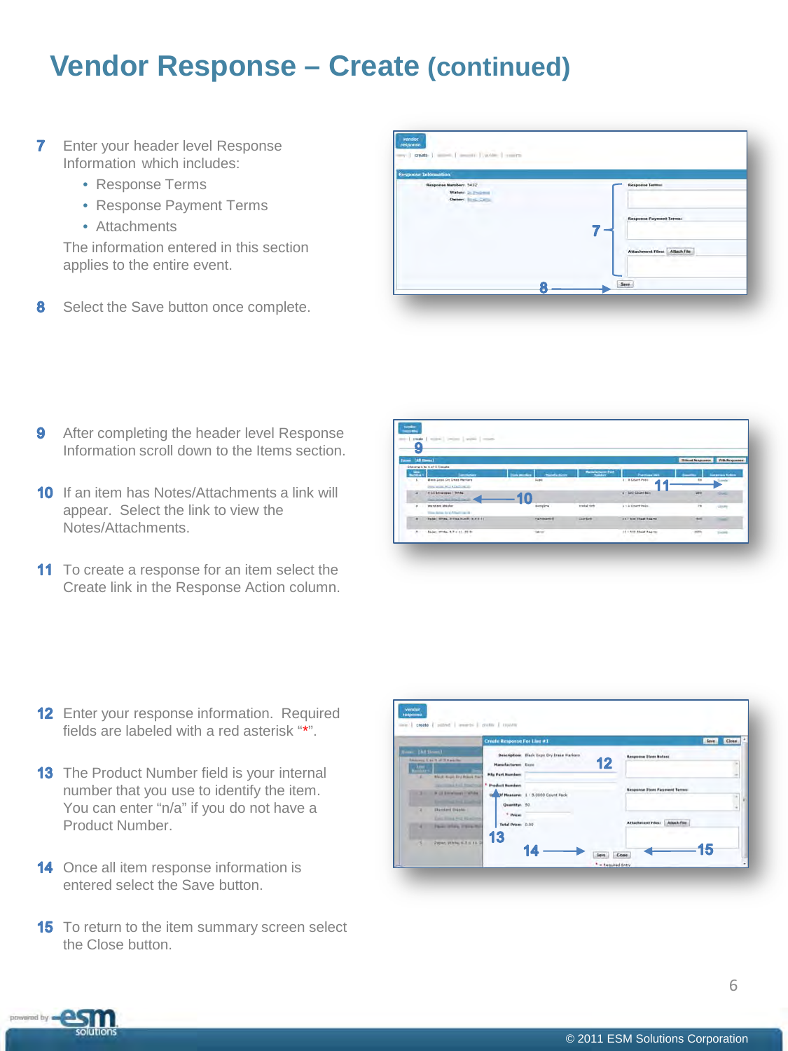# Vendor Response – Create (continued)

**7** Enter your header level Response Information which includes:

- Response Terms
- Response Payment Terms
- Attachments

The information entered in this section applies to the entire event.

**8** Select the Save button once complete.

**9** After completing the header level Response Information scroll down to the Items section.

**10** If an item has Notes/Attachments a link will appear. Select the link to view the Notes/Attachments.

**11** To create a response for an item select the Create link in the Response Action column.

**12** Enter your response information. Required fields are labeled with a red asterisk "*".

**13** The Product Number field is your internal number that you use to identify the item. You can enter "n/a" if you do not have a Product Number.

**14** Once all item response information is entered select the Save button.

**15** To return to the item summary screen select the Close button.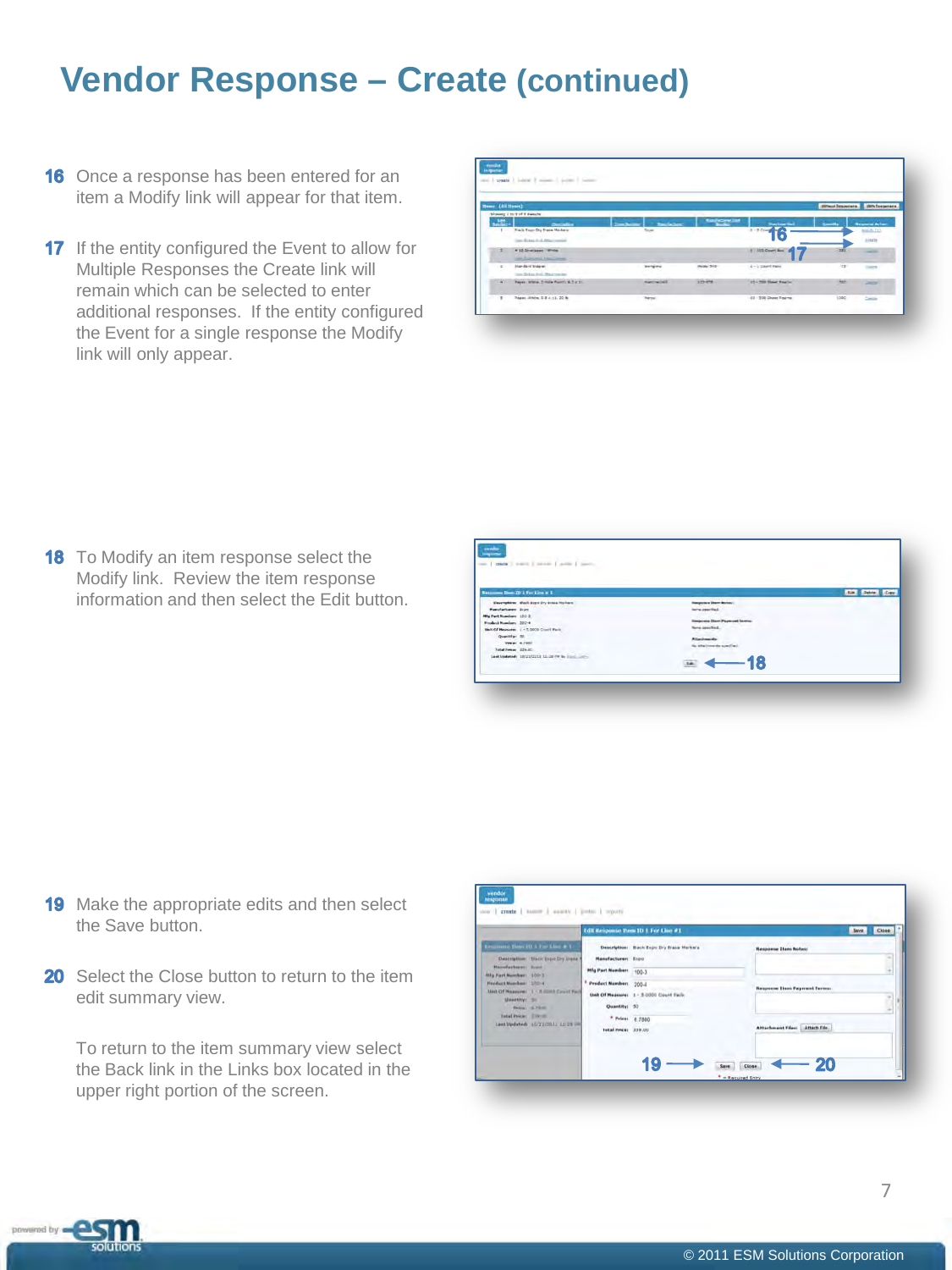# Vendor Response – Create (continued)

**16** Once a response has been entered for an item a Modify link will appear for that item.

**17** If the entity configured the Event to allow for Multiple Responses the Create link will remain which can be selected to enter additional responses. If the entity configured the Event for a single response the Modify link will only appear.

**18** To Modify an item response select the Modify link. Review the item response information and then select the Edit button.

**19** Make the appropriate edits and then select the Save button.

**20** Select the Close button to return to the item edit summary view.

To return to the item summary view select the Back link in the Links box located in the upper right portion of the screen.

© 2011 ESM Solutions Corporation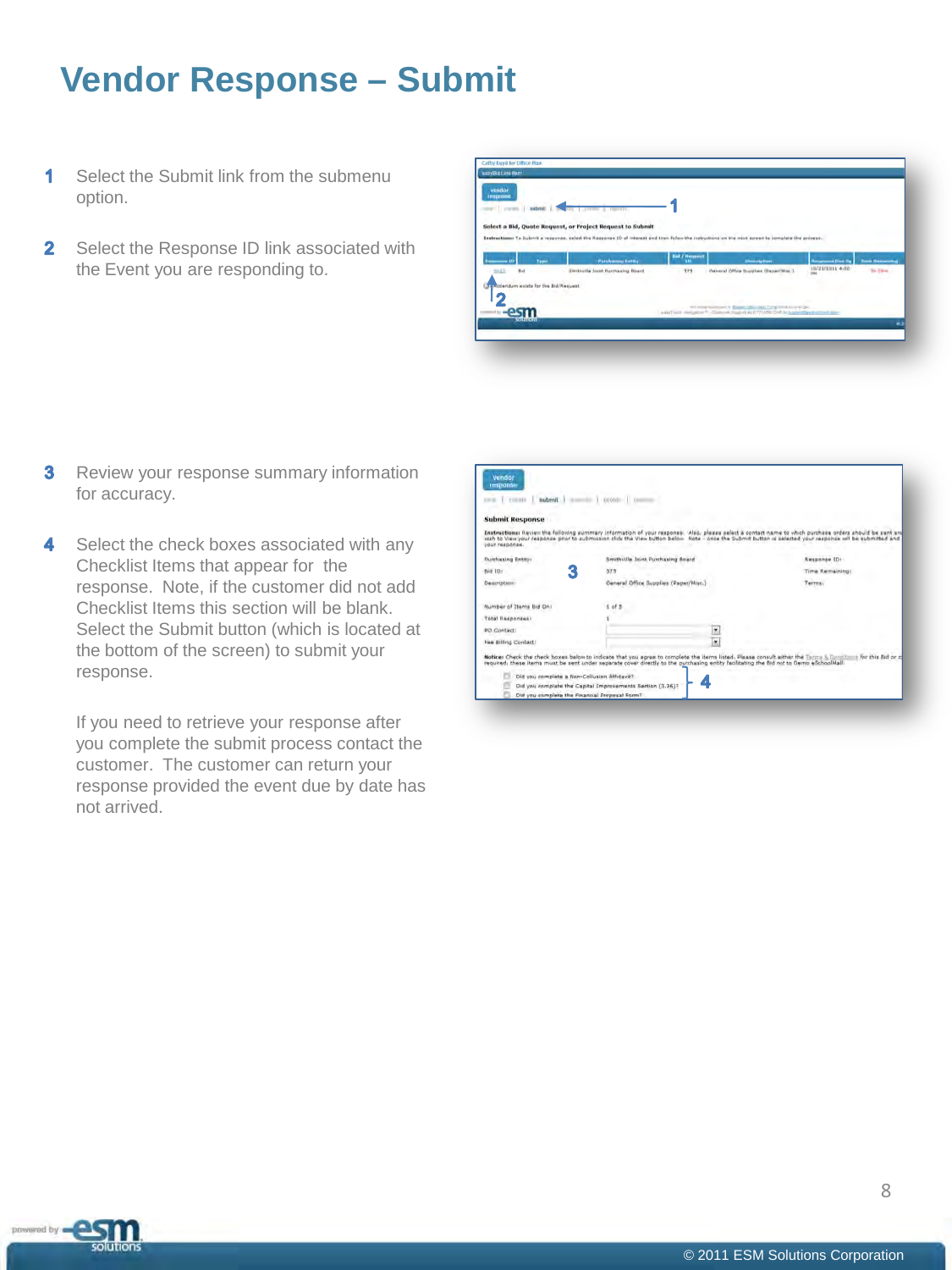# Vendor Response – Submit

1. Select the Submit link from the submenu option.

2. Select the Response ID link associated with the Event you are responding to.

3. Review your response summary information for accuracy.

4. Select the check boxes associated with any Checklist Items that appear for the response. Note, if the customer did not add Checklist Items this section will be blank. Select the Submit button (which is located at the bottom of the screen) to submit your response.

If you need to retrieve your response after you complete the submit process contact the customer. The customer can return your response provided the event due by date has not arrived.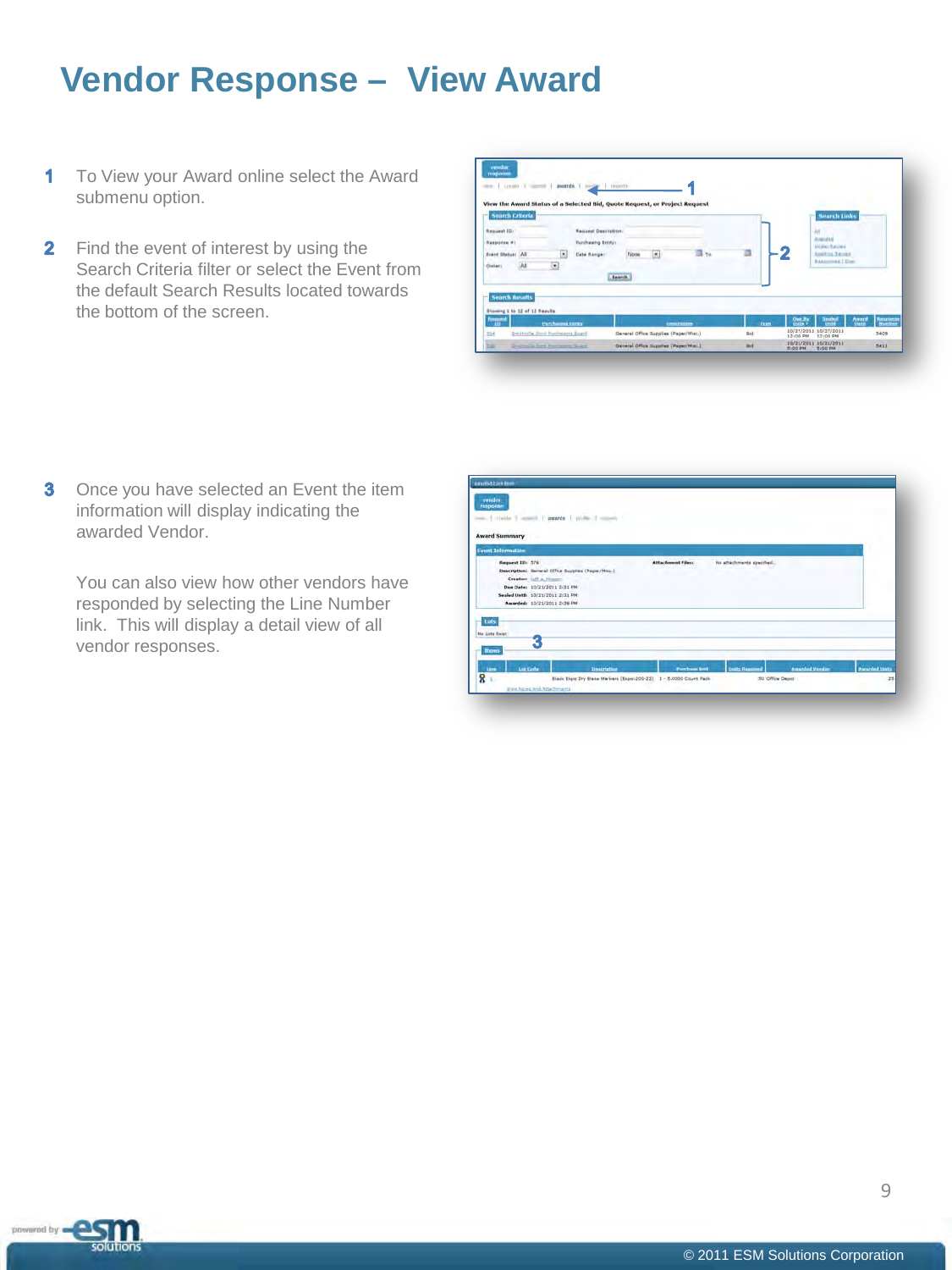# Vendor Response – View Award

1. To View your Award online select the Award submenu option.

2. Find the event of interest by using the Search Criteria filter or select the Event from the default Search Results located towards the bottom of the screen.

3. Once you have selected an Event the item information will display indicating the awarded Vendor.

   You can also view how other vendors have responded by selecting the Line Number link. This will display a detail view of all vendor responses.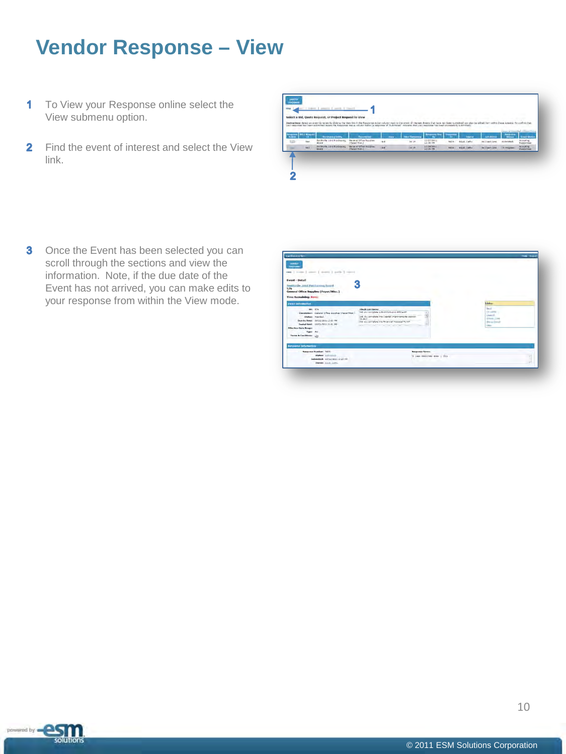# Vendor Response – View

1. To View your Response online select the View submenu option.

2. Find the event of interest and select the View link.

3. Once the Event has been selected you can scroll through the sections and view the information. Note, if the due date of the Event has not arrived, you can make edits to your response from within the View mode.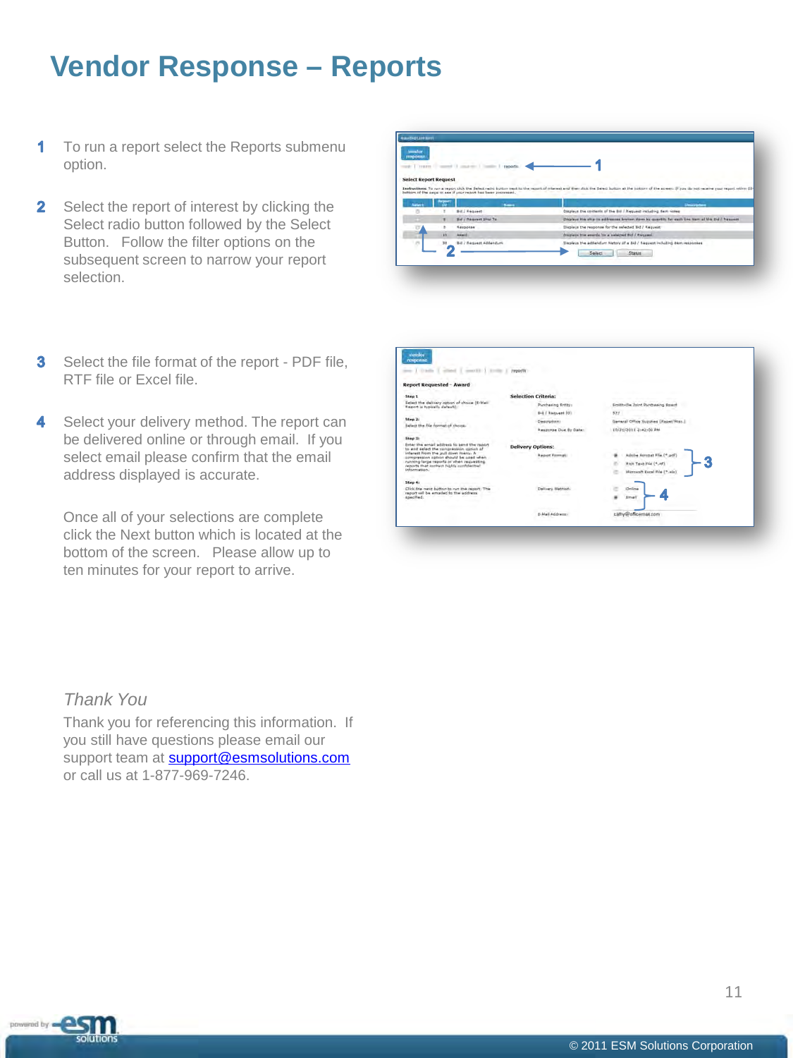# Vendor Response – Reports

1. To run a report select the Reports submenu option.
2. Select the report of interest by clicking the Select radio button followed by the Select Button. Follow the filter options on the subsequent screen to narrow your report selection.
3. Select the file format of the report - PDF file, RTF file or Excel file.
4. Select your delivery method. The report can be delivered online or through email. If you select email please confirm that the email address displayed is accurate.

Once all of your selections are complete click the Next button which is located at the bottom of the screen. Please allow up to ten minutes for your report to arrive.

*Thank You*

Thank you for referencing this information. If you still have questions please email our support team at [support@esmsolutions.com](mailto:support@esmsolutions.com) or call us at 1-877-969-7246.

© 2011 ESM Solutions Corporation